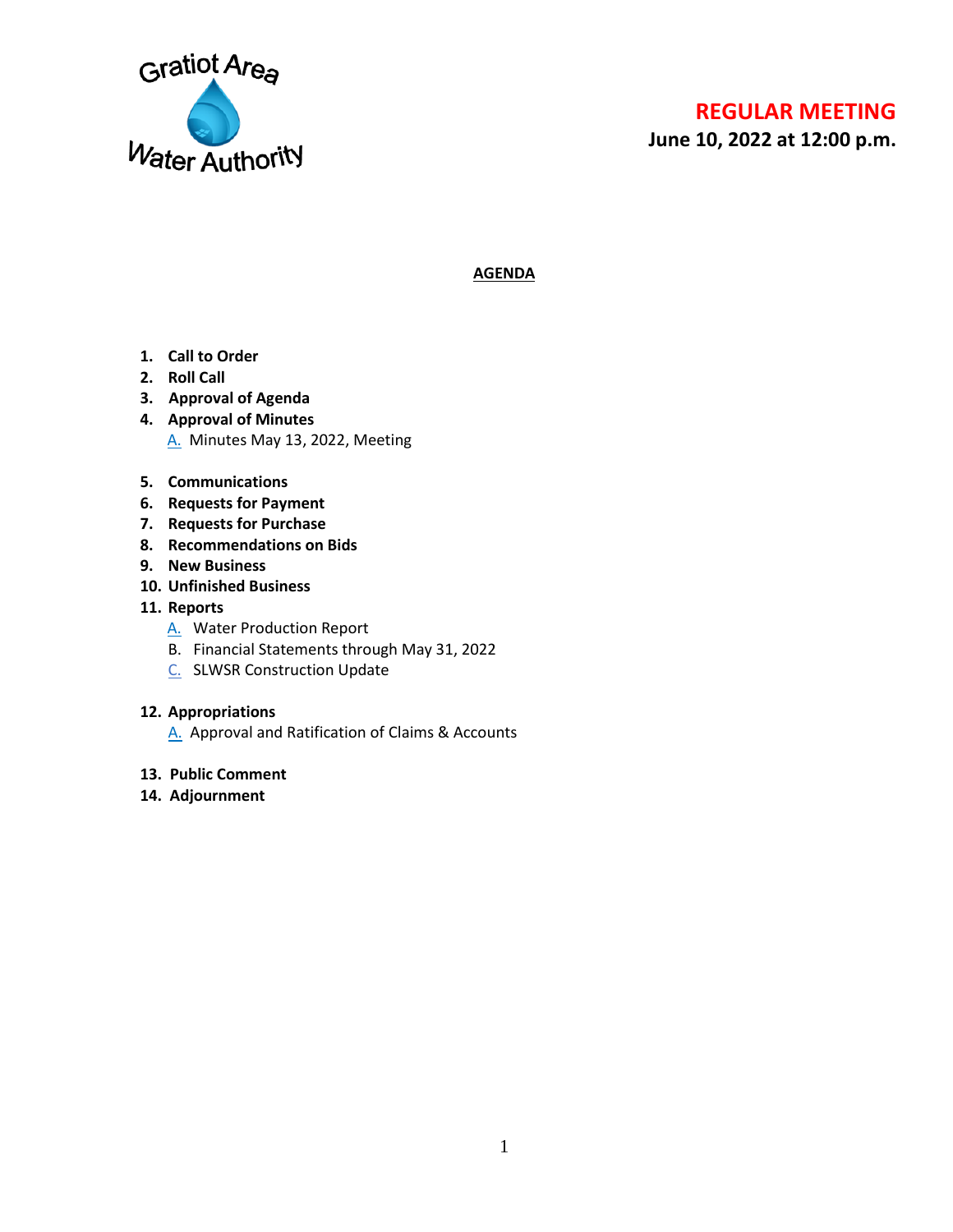Gratiot Area Water Authority

# REGULAR MEETING

**June 10, 2022 at 12:00 p.m.**

## AGENDA

1. **Call to Order**
2. **Roll Call**
3. **Approval of Agenda**
4. **Approval of Minutes**
   - A. Minutes May 13, 2022, Meeting
5. **Communications**
6. **Requests for Payment**
7. **Requests for Purchase**
8. **Recommendations on Bids**
9. **New Business**
10. **Unfinished Business**
11. **Reports**
    - A. Water Production Report
    - B. Financial Statements through May 31, 2022
    - C. SLWSR Construction Update
12. **Appropriations**
    - A. Approval and Ratification of Claims & Accounts
13. **Public Comment**
14. **Adjournment**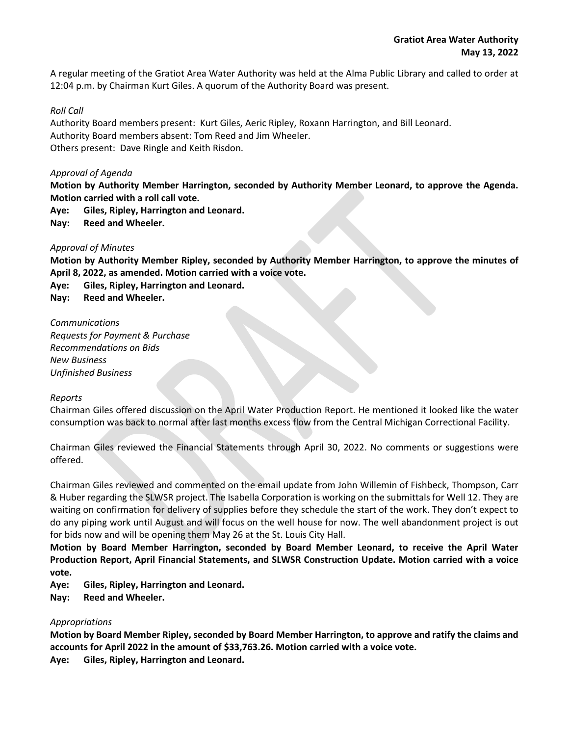**Gratiot Area Water Authority**
**May 13, 2022**

A regular meeting of the Gratiot Area Water Authority was held at the Alma Public Library and called to order at 12:04 p.m. by Chairman Kurt Giles. A quorum of the Authority Board was present.

*Roll Call*
Authority Board members present: Kurt Giles, Aeric Ripley, Roxann Harrington, and Bill Leonard.
Authority Board members absent: Tom Reed and Jim Wheeler.
Others present: Dave Ringle and Keith Risdon.

*Approval of Agenda*
**Motion by Authority Member Harrington, seconded by Authority Member Leonard, to approve the Agenda. Motion carried with a roll call vote.**
**Aye: Giles, Ripley, Harrington and Leonard.**
**Nay: Reed and Wheeler.**

*Approval of Minutes*
**Motion by Authority Member Ripley, seconded by Authority Member Harrington, to approve the minutes of April 8, 2022, as amended. Motion carried with a voice vote.**
**Aye: Giles, Ripley, Harrington and Leonard.**
**Nay: Reed and Wheeler.**

*Communications*
*Requests for Payment & Purchase*
*Recommendations on Bids*
*New Business*
*Unfinished Business*

*Reports*
Chairman Giles offered discussion on the April Water Production Report. He mentioned it looked like the water consumption was back to normal after last months excess flow from the Central Michigan Correctional Facility.

Chairman Giles reviewed the Financial Statements through April 30, 2022. No comments or suggestions were offered.

Chairman Giles reviewed and commented on the email update from John Willemin of Fishbeck, Thompson, Carr & Huber regarding the SLWSR project. The Isabella Corporation is working on the submittals for Well 12. They are waiting on confirmation for delivery of supplies before they schedule the start of the work. They don't expect to do any piping work until August and will focus on the well house for now. The well abandonment project is out for bids now and will be opening them May 26 at the St. Louis City Hall.
**Motion by Board Member Harrington, seconded by Board Member Leonard, to receive the April Water Production Report, April Financial Statements, and SLWSR Construction Update. Motion carried with a voice vote.**
**Aye: Giles, Ripley, Harrington and Leonard.**
**Nay: Reed and Wheeler.**

*Appropriations*
**Motion by Board Member Ripley, seconded by Board Member Harrington, to approve and ratify the claims and accounts for April 2022 in the amount of $33,763.26. Motion carried with a voice vote.**
**Aye: Giles, Ripley, Harrington and Leonard.**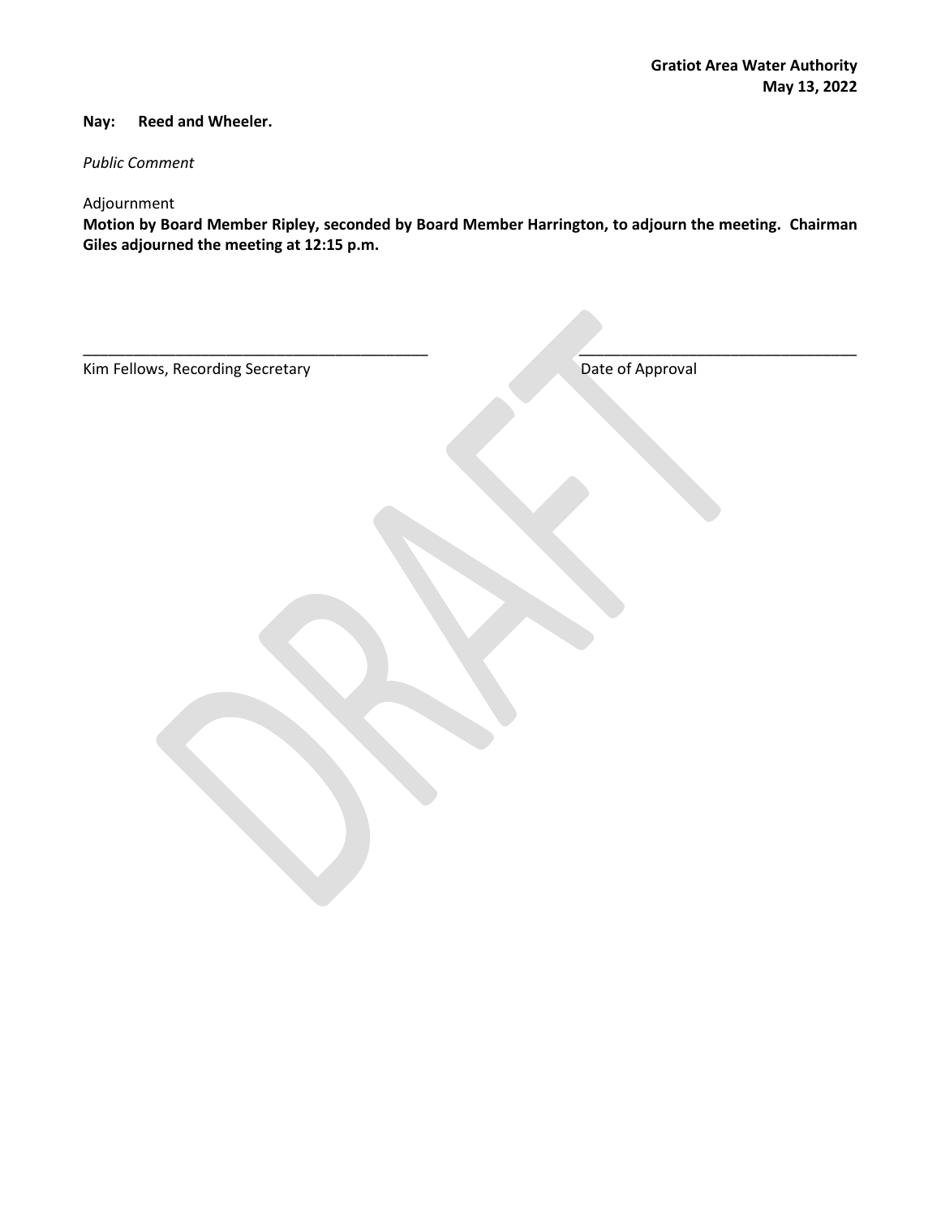**Nay: Reed and Wheeler.**

*Public Comment*

Adjournment

**Motion by Board Member Ripley, seconded by Board Member Harrington, to adjourn the meeting. Chairman Giles adjourned the meeting at 12:15 p.m.**

_________________________________________ _________________________________

Kim Fellows, Recording Secretary Date of Approval

DRAFT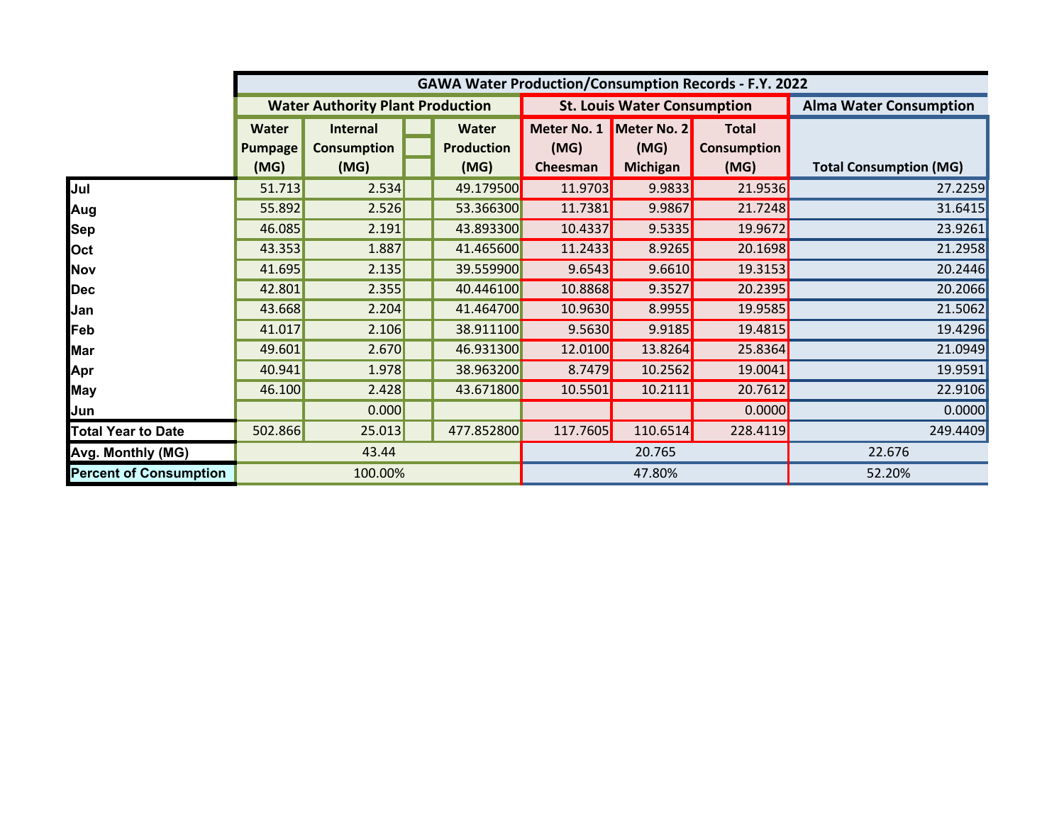| GAWA Water Production/Consumption Records - F.Y. 2022 | | | | | | | | |
|---|---|---|---|---|---|---|---|---|
| | Water Authority Plant Production | | | | St. Louis Water Consumption | | | Alma Water Consumption |
| | Water Pumpage (MG) | Internal Consumption (MG) | | Water Production (MG) | Meter No. 1 (MG) Cheesman | Meter No. 2 (MG) Michigan | Total Consumption (MG) | Total Consumption (MG) |
| Jul | 51.713 | 2.534 | | 49.179500 | 11.9703 | 9.9833 | 21.9536 | 27.2259 |
| Aug | 55.892 | 2.526 | | 53.366300 | 11.7381 | 9.9867 | 21.7248 | 31.6415 |
| Sep | 46.085 | 2.191 | | 43.893300 | 10.4337 | 9.5335 | 19.9672 | 23.9261 |
| Oct | 43.353 | 1.887 | | 41.465600 | 11.2433 | 8.9265 | 20.1698 | 21.2958 |
| Nov | 41.695 | 2.135 | | 39.559900 | 9.6543 | 9.6610 | 19.3153 | 20.2446 |
| Dec | 42.801 | 2.355 | | 40.446100 | 10.8868 | 9.3527 | 20.2395 | 20.2066 |
| Jan | 43.668 | 2.204 | | 41.464700 | 10.9630 | 8.9955 | 19.9585 | 21.5062 |
| Feb | 41.017 | 2.106 | | 38.911100 | 9.5630 | 9.9185 | 19.4815 | 19.4296 |
| Mar | 49.601 | 2.670 | | 46.931300 | 12.0100 | 13.8264 | 25.8364 | 21.0949 |
| Apr | 40.941 | 1.978 | | 38.963200 | 8.7479 | 10.2562 | 19.0041 | 19.9591 |
| May | 46.100 | 2.428 | | 43.671800 | 10.5501 | 10.2111 | 20.7612 | 22.9106 |
| Jun | | 0.000 | | | | | 0.0000 | 0.0000 |
| Total Year to Date | 502.866 | 25.013 | | 477.852800 | 117.7605 | 110.6514 | 228.4119 | 249.4409 |
| Avg. Monthly (MG) | 43.44 | | | | 20.765 | | | 22.676 |
| Percent of Consumption | 100.00% | | | | 47.80% | | | 52.20% |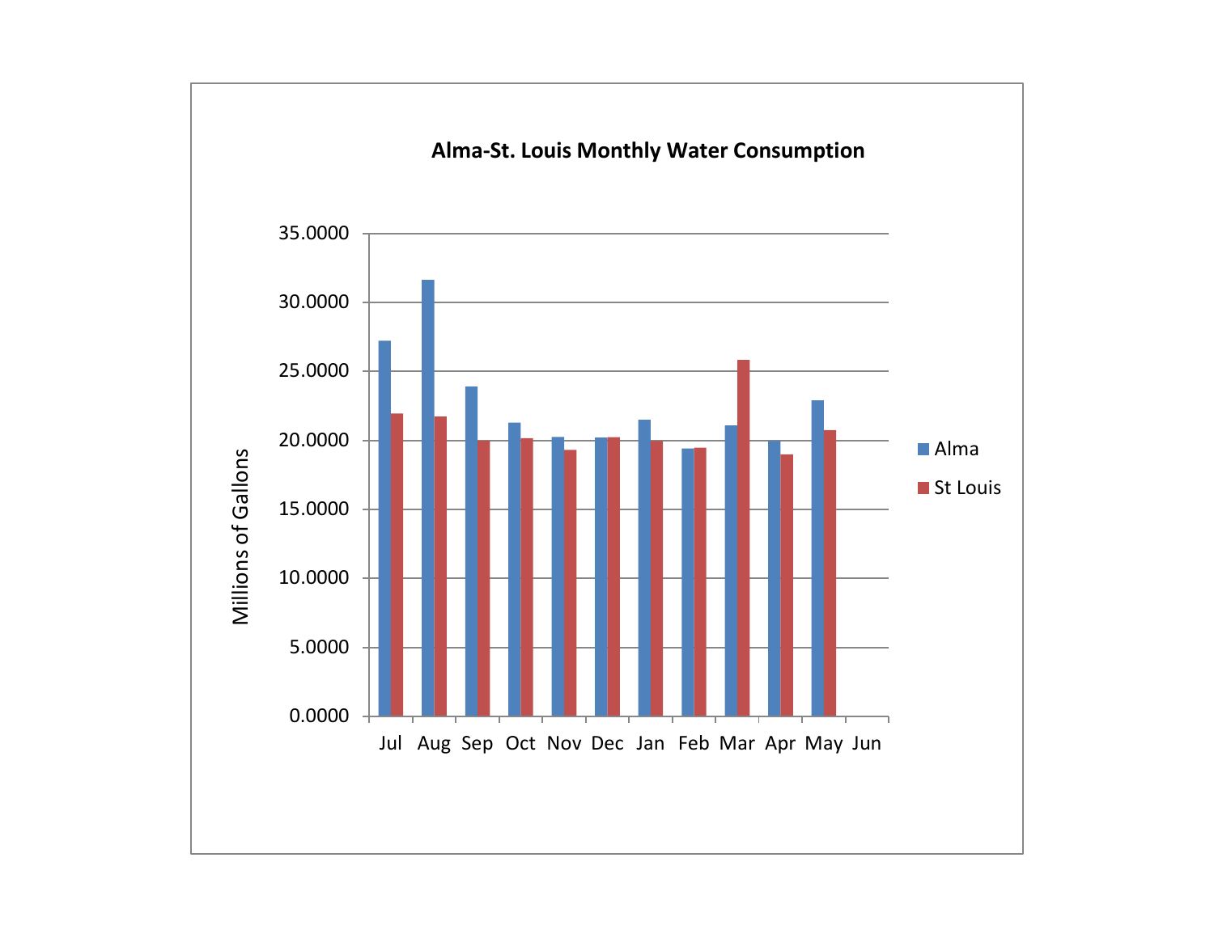**Alma-St. Louis Monthly Water Consumption**

Millions of Gallons

35.0000
30.0000
25.0000
20.0000
15.0000
10.0000
5.0000
0.0000

Jul Aug Sep Oct Nov Dec Jan Feb Mar Apr May Jun

Alma
St Louis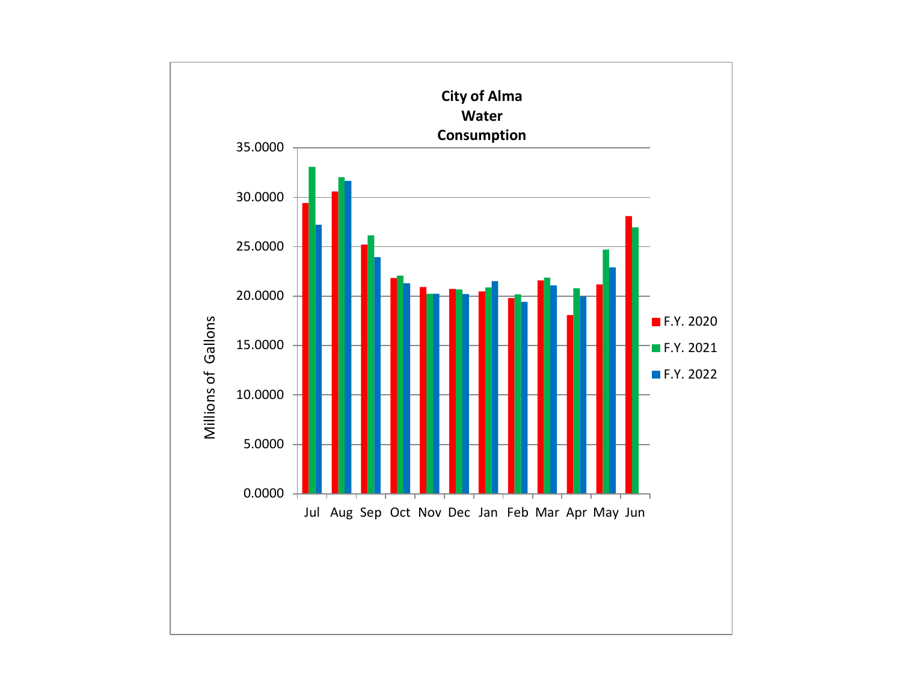**City of Alma
Water
Consumption**

Millions of Gallons

35.0000
30.0000
25.0000
20.0000
15.0000
10.0000
5.0000
0.0000

Jul Aug Sep Oct Nov Dec Jan Feb Mar Apr May Jun

F.Y. 2020
F.Y. 2021
F.Y. 2022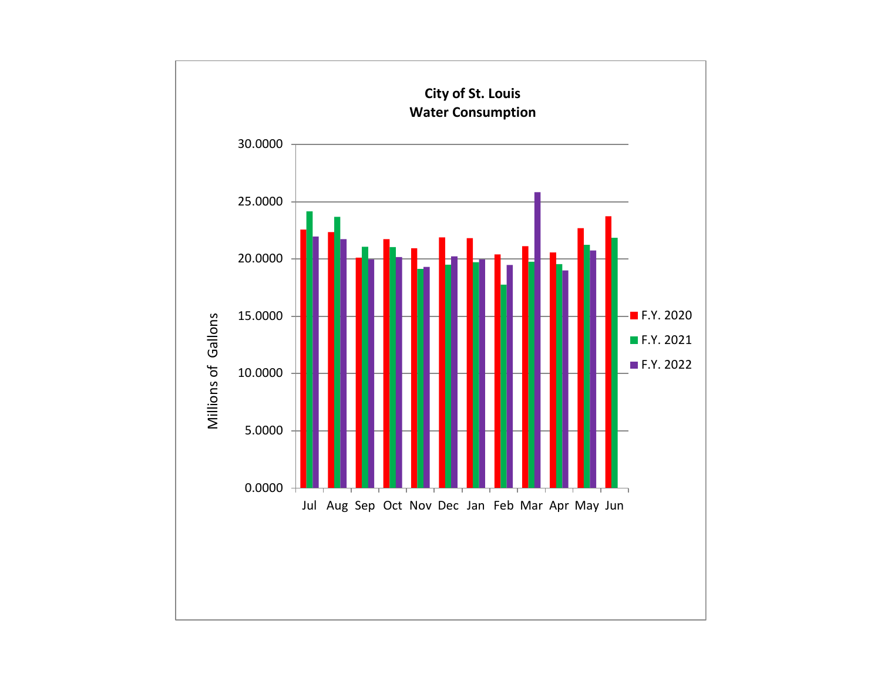**City of St. Louis**
**Water Consumption**

Millions of Gallons

30.0000
25.0000
20.0000
15.0000
10.0000
5.0000
0.0000

Jul Aug Sep Oct Nov Dec Jan Feb Mar Apr May Jun

F.Y. 2020
F.Y. 2021
F.Y. 2022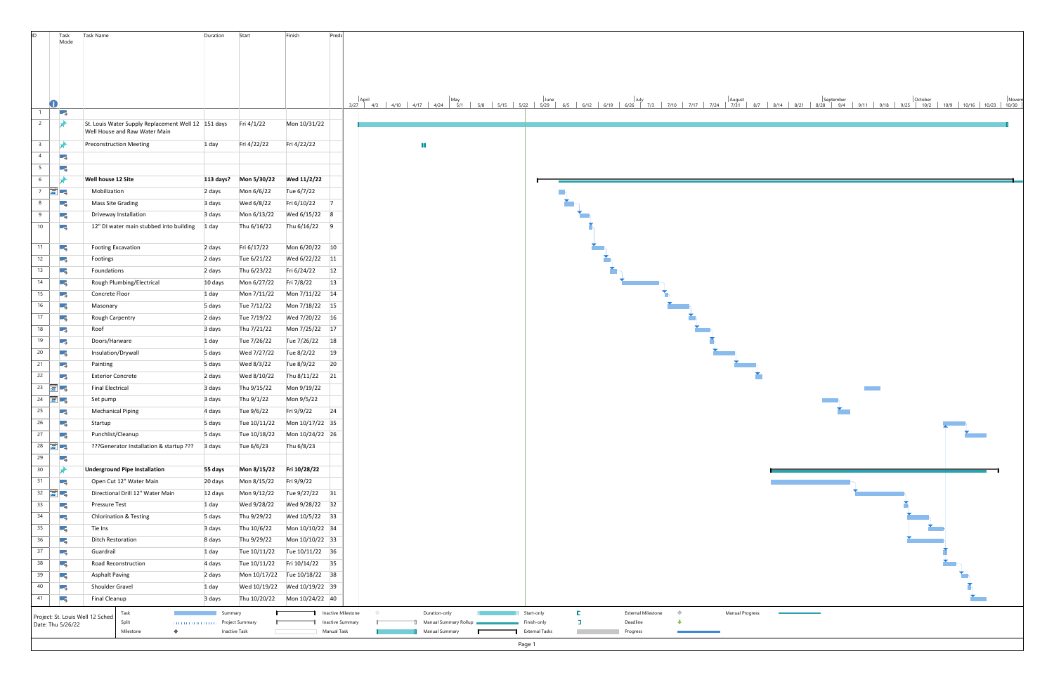| ID | Task Mode | Task Name | Duration | Start | Finish | Predecessors |
|---|---|---|---|---|---|---|
| 1 | | | | | | |
| 2 | | St. Louis Water Supply Replacement Well 12 Well House and Raw Water Main | 151 days | Fri 4/1/22 | Mon 10/31/22 | |
| 3 | | Preconstruction Meeting | 1 day | Fri 4/22/22 | Fri 4/22/22 | |
| 4 | | | | | | |
| 5 | | | | | | |
| 6 | | **Well house 12 Site** | **113 days?** | **Mon 5/30/22** | **Wed 11/2/22** | |
| 7 | | Mobilization | 2 days | Mon 6/6/22 | Tue 6/7/22 | |
| 8 | | Mass Site Grading | 3 days | Wed 6/8/22 | Fri 6/10/22 | 7 |
| 9 | | Driveway Installation | 3 days | Mon 6/13/22 | Wed 6/15/22 | 8 |
| 10 | | 12" DI water main stubbed into building | 1 day | Thu 6/16/22 | Thu 6/16/22 | 9 |
| 11 | | Footing Excavation | 2 days | Fri 6/17/22 | Mon 6/20/22 | 10 |
| 12 | | Footings | 2 days | Tue 6/21/22 | Wed 6/22/22 | 11 |
| 13 | | Foundations | 2 days | Thu 6/23/22 | Fri 6/24/22 | 12 |
| 14 | | Rough Plumbing/Electrical | 10 days | Mon 6/27/22 | Fri 7/8/22 | 13 |
| 15 | | Concrete Floor | 1 day | Mon 7/11/22 | Mon 7/11/22 | 14 |
| 16 | | Masonary | 5 days | Tue 7/12/22 | Mon 7/18/22 | 15 |
| 17 | | Rough Carpentry | 2 days | Tue 7/19/22 | Wed 7/20/22 | 16 |
| 18 | | Roof | 3 days | Thu 7/21/22 | Mon 7/25/22 | 17 |
| 19 | | Doors/Harware | 1 day | Tue 7/26/22 | Tue 7/26/22 | 18 |
| 20 | | Insulation/Drywall | 5 days | Wed 7/27/22 | Tue 8/2/22 | 19 |
| 21 | | Painting | 5 days | Wed 8/3/22 | Tue 8/9/22 | 20 |
| 22 | | Exterior Concrete | 2 days | Wed 8/10/22 | Thu 8/11/22 | 21 |
| 23 | | Final Electrical | 3 days | Thu 9/15/22 | Mon 9/19/22 | |
| 24 | | Set pump | 3 days | Thu 9/1/22 | Mon 9/5/22 | |
| 25 | | Mechanical Piping | 4 days | Tue 9/6/22 | Fri 9/9/22 | 24 |
| 26 | | Startup | 5 days | Tue 10/11/22 | Mon 10/17/22 | 35 |
| 27 | | Punchlist/Cleanup | 5 days | Tue 10/18/22 | Mon 10/24/22 | 26 |
| 28 | | ???Generator Installation & startup ??? | 3 days | Tue 6/6/23 | Thu 6/8/23 | |
| 29 | | | | | | |
| 30 | | **Underground Pipe Installation** | **55 days** | **Mon 8/15/22** | **Fri 10/28/22** | |
| 31 | | Open Cut 12" Water Main | 20 days | Mon 8/15/22 | Fri 9/9/22 | |
| 32 | | Directional Drill 12" Water Main | 12 days | Mon 9/12/22 | Tue 9/27/22 | 31 |
| 33 | | Pressure Test | 1 day | Wed 9/28/22 | Wed 9/28/22 | 32 |
| 34 | | Chlorination & Testing | 5 days | Thu 9/29/22 | Wed 10/5/22 | 33 |
| 35 | | Tie Ins | 3 days | Thu 10/6/22 | Mon 10/10/22 | 34 |
| 36 | | Ditch Restoration | 8 days | Thu 9/29/22 | Mon 10/10/22 | 33 |
| 37 | | Guardrail | 1 day | Tue 10/11/22 | Tue 10/11/22 | 36 |
| 38 | | Road Reconstruction | 4 days | Tue 10/11/22 | Fri 10/14/22 | 35 |
| 39 | | Asphalt Paving | 2 days | Mon 10/17/22 | Tue 10/18/22 | 38 |
| 40 | | Shoulder Gravel | 1 day | Wed 10/19/22 | Wed 10/19/22 | 39 |
| 41 | | Final Cleanup | 3 days | Thu 10/20/22 | Mon 10/24/22 | 40 |

Project: St. Louis Well 12 Sched
Date: Thu 5/26/22

Legend: Task, Split, Milestone, Summary, Project Summary, Inactive Task, Inactive Milestone, Inactive Summary, Manual Task, Duration-only, Manual Summary Rollup, Manual Summary, Start-only, Finish-only, External Tasks, External Milestone, Deadline, Progress, Manual Progress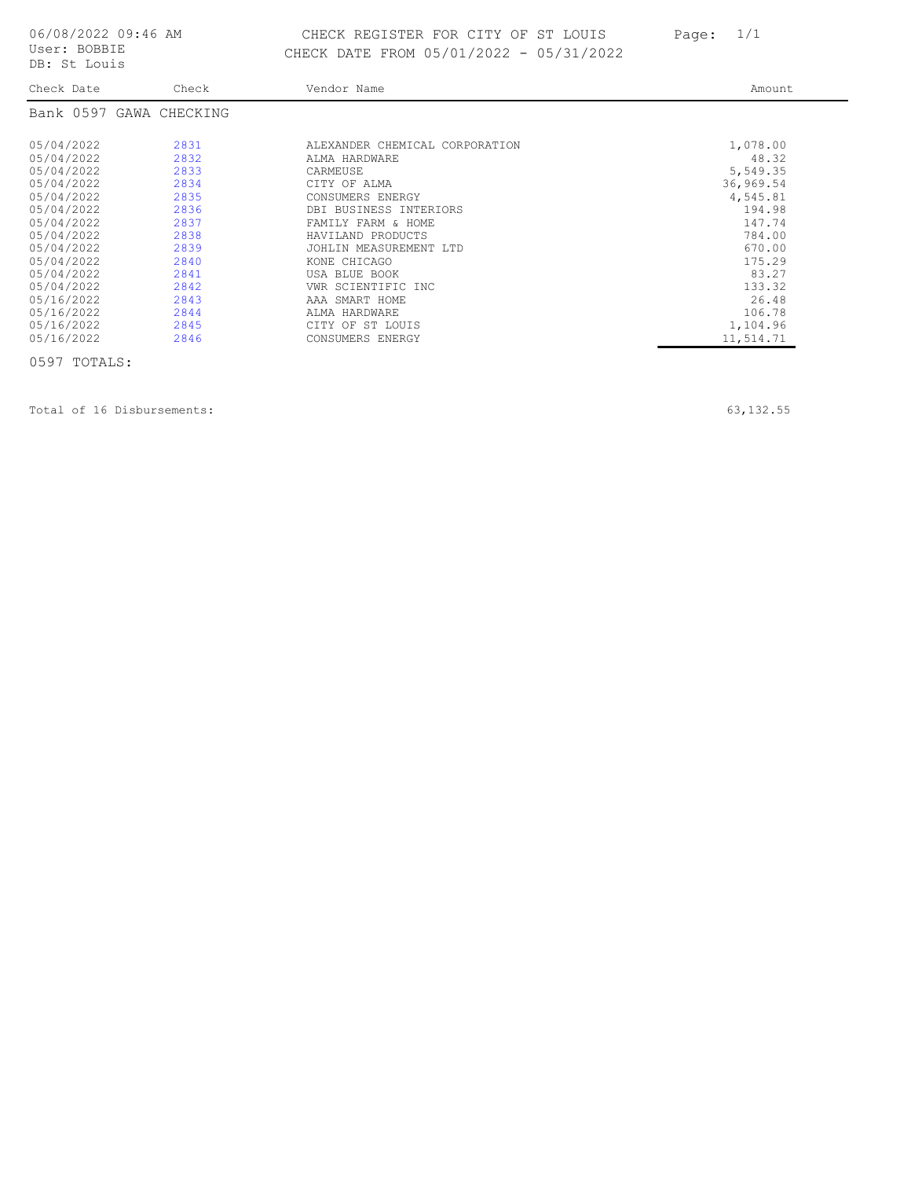06/08/2022 09:46 AM
User: BOBBIE
DB: St Louis

# CHECK REGISTER FOR CITY OF ST LOUIS
## CHECK DATE FROM 05/01/2022 - 05/31/2022

Page: 1/1

| Check Date | Check | Vendor Name | Amount |
|---|---|---|---|
| **Bank 0597 GAWA CHECKING** | | | |
| 05/04/2022 | 2831 | ALEXANDER CHEMICAL CORPORATION | 1,078.00 |
| 05/04/2022 | 2832 | ALMA HARDWARE | 48.32 |
| 05/04/2022 | 2833 | CARMEUSE | 5,549.35 |
| 05/04/2022 | 2834 | CITY OF ALMA | 36,969.54 |
| 05/04/2022 | 2835 | CONSUMERS ENERGY | 4,545.81 |
| 05/04/2022 | 2836 | DBI BUSINESS INTERIORS | 194.98 |
| 05/04/2022 | 2837 | FAMILY FARM & HOME | 147.74 |
| 05/04/2022 | 2838 | HAVILAND PRODUCTS | 784.00 |
| 05/04/2022 | 2839 | JOHLIN MEASUREMENT LTD | 670.00 |
| 05/04/2022 | 2840 | KONE CHICAGO | 175.29 |
| 05/04/2022 | 2841 | USA BLUE BOOK | 83.27 |
| 05/04/2022 | 2842 | VWR SCIENTIFIC INC | 133.32 |
| 05/16/2022 | 2843 | AAA SMART HOME | 26.48 |
| 05/16/2022 | 2844 | ALMA HARDWARE | 106.78 |
| 05/16/2022 | 2845 | CITY OF ST LOUIS | 1,104.96 |
| 05/16/2022 | 2846 | CONSUMERS ENERGY | 11,514.71 |

0597 TOTALS:

Total of 16 Disbursements: 63,132.55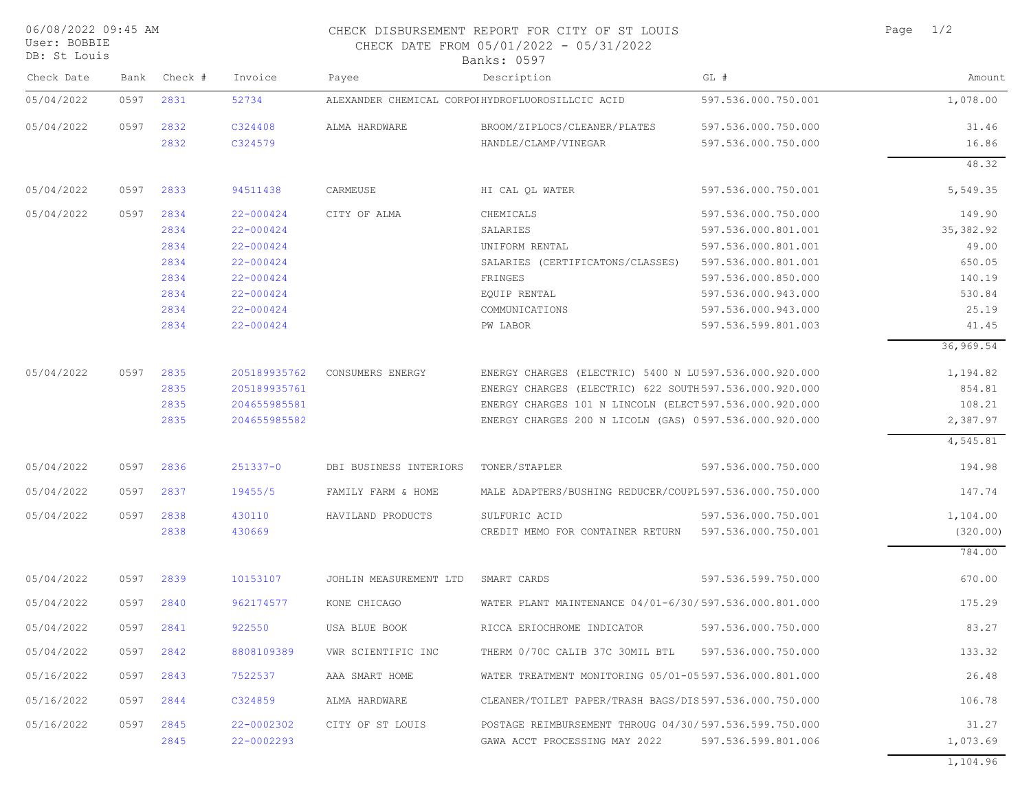06/08/2022 09:45 AM
User: BOBBIE
DB: St Louis

# CHECK DISBURSEMENT REPORT FOR CITY OF ST LOUIS

CHECK DATE FROM 05/01/2022 - 05/31/2022

Banks: 0597

| Check Date | Bank | Check # | Invoice | Payee | Description | GL # | Amount |
|---|---|---|---|---|---|---|---|
| 05/04/2022 | 0597 | 2831 | 52734 | ALEXANDER CHEMICAL CORPOI | HYDROFLUOROSILLCIC ACID | 597.536.000.750.001 | 1,078.00 |
| 05/04/2022 | 0597 | 2832 | C324408 | ALMA HARDWARE | BROOM/ZIPLOCS/CLEANER/PLATES | 597.536.000.750.000 | 31.46 |
| | | 2832 | C324579 | | HANDLE/CLAMP/VINEGAR | 597.536.000.750.000 | 16.86 |
| | | | | | | | 48.32 |
| 05/04/2022 | 0597 | 2833 | 94511438 | CARMEUSE | HI CAL QL WATER | 597.536.000.750.001 | 5,549.35 |
| 05/04/2022 | 0597 | 2834 | 22-000424 | CITY OF ALMA | CHEMICALS | 597.536.000.750.000 | 149.90 |
| | | 2834 | 22-000424 | | SALARIES | 597.536.000.801.001 | 35,382.92 |
| | | 2834 | 22-000424 | | UNIFORM RENTAL | 597.536.000.801.001 | 49.00 |
| | | 2834 | 22-000424 | | SALARIES (CERTIFICATONS/CLASSES) | 597.536.000.801.001 | 650.05 |
| | | 2834 | 22-000424 | | FRINGES | 597.536.000.850.000 | 140.19 |
| | | 2834 | 22-000424 | | EQUIP RENTAL | 597.536.000.943.000 | 530.84 |
| | | 2834 | 22-000424 | | COMMUNICATIONS | 597.536.000.943.000 | 25.19 |
| | | 2834 | 22-000424 | | PW LABOR | 597.536.599.801.003 | 41.45 |
| | | | | | | | 36,969.54 |
| 05/04/2022 | 0597 | 2835 | 205189935762 | CONSUMERS ENERGY | ENERGY CHARGES (ELECTRIC) 5400 N LU | 597.536.000.920.000 | 1,194.82 |
| | | 2835 | 205189935761 | | ENERGY CHARGES (ELECTRIC) 622 SOUTH | 597.536.000.920.000 | 854.81 |
| | | 2835 | 204655985581 | | ENERGY CHARGES 101 N LINCOLN (ELECT | 597.536.000.920.000 | 108.21 |
| | | 2835 | 204655985582 | | ENERGY CHARGES 200 N LICOLN (GAS) 0 | 597.536.000.920.000 | 2,387.97 |
| | | | | | | | 4,545.81 |
| 05/04/2022 | 0597 | 2836 | 251337-0 | DBI BUSINESS INTERIORS | TONER/STAPLER | 597.536.000.750.000 | 194.98 |
| 05/04/2022 | 0597 | 2837 | 19455/5 | FAMILY FARM & HOME | MALE ADAPTERS/BUSHING REDUCER/COUPL | 597.536.000.750.000 | 147.74 |
| 05/04/2022 | 0597 | 2838 | 430110 | HAVILAND PRODUCTS | SULFURIC ACID | 597.536.000.750.001 | 1,104.00 |
| | | 2838 | 430669 | | CREDIT MEMO FOR CONTAINER RETURN | 597.536.000.750.001 | (320.00) |
| | | | | | | | 784.00 |
| 05/04/2022 | 0597 | 2839 | 10153107 | JOHLIN MEASUREMENT LTD | SMART CARDS | 597.536.599.750.000 | 670.00 |
| 05/04/2022 | 0597 | 2840 | 962174577 | KONE CHICAGO | WATER PLANT MAINTENANCE 04/01-6/30/ | 597.536.000.801.000 | 175.29 |
| 05/04/2022 | 0597 | 2841 | 922550 | USA BLUE BOOK | RICCA ERIOCHROME INDICATOR | 597.536.000.750.000 | 83.27 |
| 05/04/2022 | 0597 | 2842 | 8808109389 | VWR SCIENTIFIC INC | THERM 0/70C CALIB 37C 30MIL BTL | 597.536.000.750.000 | 133.32 |
| 05/16/2022 | 0597 | 2843 | 7522537 | AAA SMART HOME | WATER TREATMENT MONITORING 05/01-05 | 597.536.000.801.000 | 26.48 |
| 05/16/2022 | 0597 | 2844 | C324859 | ALMA HARDWARE | CLEANER/TOILET PAPER/TRASH BAGS/DIS | 597.536.000.750.000 | 106.78 |
| 05/16/2022 | 0597 | 2845 | 22-0002302 | CITY OF ST LOUIS | POSTAGE REIMBURSEMENT THROUG 04/30/ | 597.536.599.750.000 | 31.27 |
| | | 2845 | 22-0002293 | | GAWA ACCT PROCESSING MAY 2022 | 597.536.599.801.006 | 1,073.69 |
| | | | | | | | 1,104.96 |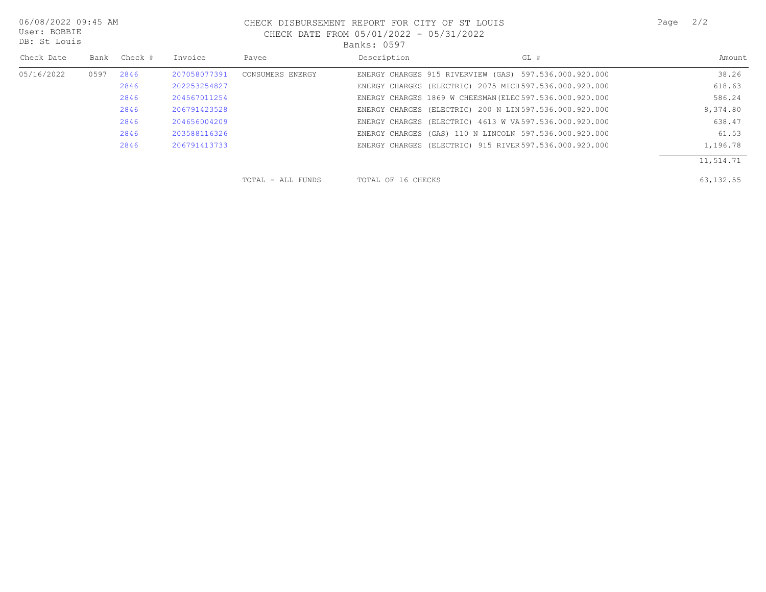# CHECK DISBURSEMENT REPORT FOR CITY OF ST LOUIS

CHECK DATE FROM 05/01/2022 - 05/31/2022

Banks: 0597

06/08/2022 09:45 AM
User: BOBBIE
DB: St Louis

| Check Date | Bank | Check # | Invoice | Payee | Description | GL # | Amount |
|---|---|---|---|---|---|---|---|
| 05/16/2022 | 0597 | 2846 | 207058077391 | CONSUMERS ENERGY | ENERGY CHARGES 915 RIVERVIEW (GAS) | 597.536.000.920.000 | 38.26 |
| | | 2846 | 202253254827 | | ENERGY CHARGES (ELECTRIC) 2075 MICH | 597.536.000.920.000 | 618.63 |
| | | 2846 | 204567011254 | | ENERGY CHARGES 1869 W CHEESMAN(ELEC | 597.536.000.920.000 | 586.24 |
| | | 2846 | 206791423528 | | ENERGY CHARGES (ELECTRIC) 200 N LIN | 597.536.000.920.000 | 8,374.80 |
| | | 2846 | 204656004209 | | ENERGY CHARGES (ELECTRIC) 4613 W VA | 597.536.000.920.000 | 638.47 |
| | | 2846 | 203588116326 | | ENERGY CHARGES (GAS) 110 N LINCOLN | 597.536.000.920.000 | 61.53 |
| | | 2846 | 206791413733 | | ENERGY CHARGES (ELECTRIC) 915 RIVER | 597.536.000.920.000 | 1,196.78 |
| | | | | | | | 11,514.71 |
| | | | | TOTAL - ALL FUNDS | TOTAL OF 16 CHECKS | | 63,132.55 |